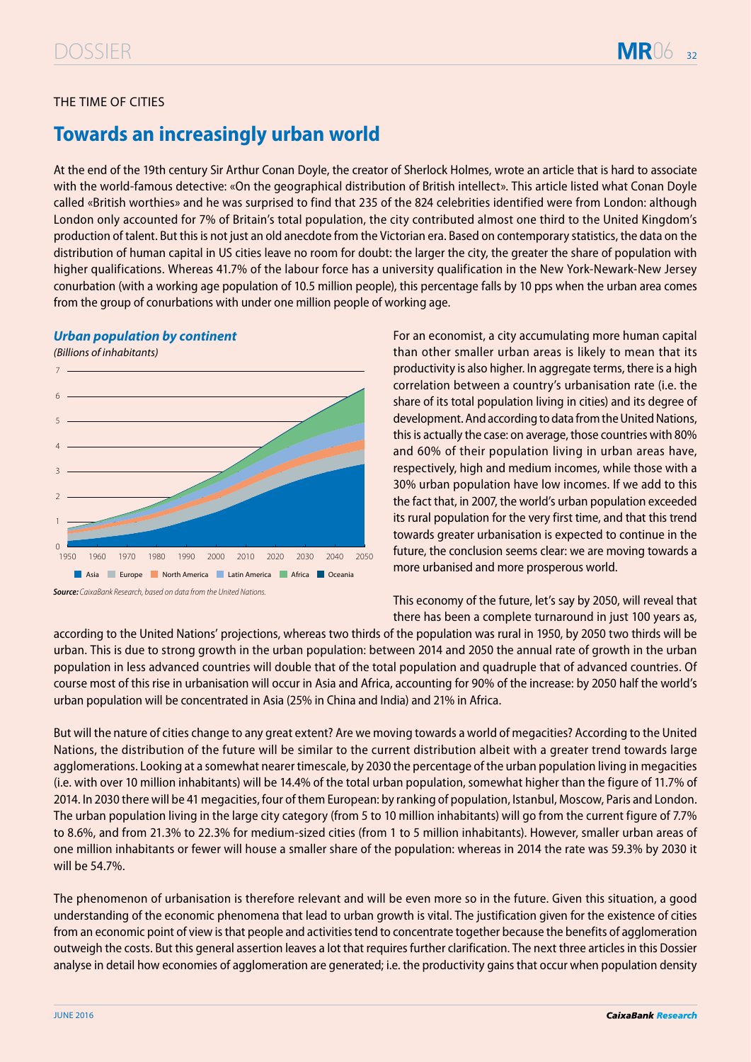THE TIME OF CITIES

# Towards an increasingly urban world

At the end of the 19th century Sir Arthur Conan Doyle, the creator of Sherlock Holmes, wrote an article that is hard to associate with the world-famous detective: «On the geographical distribution of British intellect». This article listed what Conan Doyle called «British worthies» and he was surprised to find that 235 of the 824 celebrities identified were from London: although London only accounted for 7% of Britain's total population, the city contributed almost one third to the United Kingdom's production of talent. But this is not just an old anecdote from the Victorian era. Based on contemporary statistics, the data on the distribution of human capital in US cities leave no room for doubt: the larger the city, the greater the share of population with higher qualifications. Whereas 41.7% of the labour force has a university qualification in the New York-Newark-New Jersey conurbation (with a working age population of 10.5 million people), this percentage falls by 10 pps when the urban area comes from the group of conurbations with under one million people of working age.

***Urban population by continent***

*(Billions of inhabitants)*

Asia · Europe · North America · Latin America · Africa · Oceania

***Source:*** *CaixaBank Research, based on data from the United Nations.*

For an economist, a city accumulating more human capital than other smaller urban areas is likely to mean that its productivity is also higher. In aggregate terms, there is a high correlation between a country's urbanisation rate (i.e. the share of its total population living in cities) and its degree of development. And according to data from the United Nations, this is actually the case: on average, those countries with 80% and 60% of their population living in urban areas have, respectively, high and medium incomes, while those with a 30% urban population have low incomes. If we add to this the fact that, in 2007, the world's urban population exceeded its rural population for the very first time, and that this trend towards greater urbanisation is expected to continue in the future, the conclusion seems clear: we are moving towards a more urbanised and more prosperous world.

This economy of the future, let's say by 2050, will reveal that there has been a complete turnaround in just 100 years as, according to the United Nations' projections, whereas two thirds of the population was rural in 1950, by 2050 two thirds will be urban. This is due to strong growth in the urban population: between 2014 and 2050 the annual rate of growth in the urban population in less advanced countries will double that of the total population and quadruple that of advanced countries. Of course most of this rise in urbanisation will occur in Asia and Africa, accounting for 90% of the increase: by 2050 half the world's urban population will be concentrated in Asia (25% in China and India) and 21% in Africa.

But will the nature of cities change to any great extent? Are we moving towards a world of megacities? According to the United Nations, the distribution of the future will be similar to the current distribution albeit with a greater trend towards large agglomerations. Looking at a somewhat nearer timescale, by 2030 the percentage of the urban population living in megacities (i.e. with over 10 million inhabitants) will be 14.4% of the total urban population, somewhat higher than the figure of 11.7% of 2014. In 2030 there will be 41 megacities, four of them European: by ranking of population, Istanbul, Moscow, Paris and London. The urban population living in the large city category (from 5 to 10 million inhabitants) will go from the current figure of 7.7% to 8.6%, and from 21.3% to 22.3% for medium-sized cities (from 1 to 5 million inhabitants). However, smaller urban areas of one million inhabitants or fewer will house a smaller share of the population: whereas in 2014 the rate was 59.3% by 2030 it will be 54.7%.

The phenomenon of urbanisation is therefore relevant and will be even more so in the future. Given this situation, a good understanding of the economic phenomena that lead to urban growth is vital. The justification given for the existence of cities from an economic point of view is that people and activities tend to concentrate together because the benefits of agglomeration outweigh the costs. But this general assertion leaves a lot that requires further clarification. The next three articles in this Dossier analyse in detail how economies of agglomeration are generated; i.e. the productivity gains that occur when population density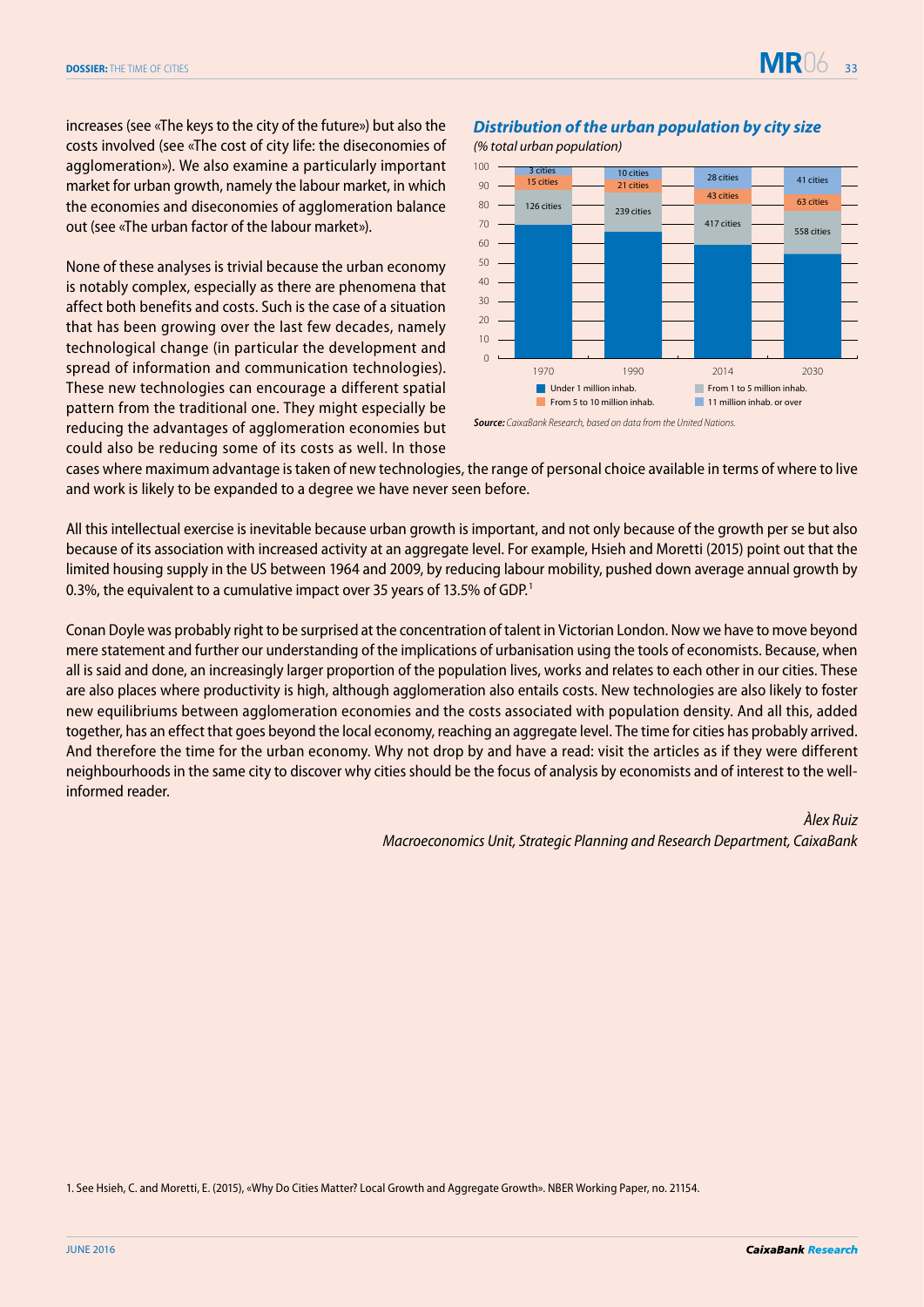increases (see «The keys to the city of the future») but also the costs involved (see «The cost of city life: the diseconomies of agglomeration»). We also examine a particularly important market for urban growth, namely the labour market, in which the economies and diseconomies of agglomeration balance out (see «The urban factor of the labour market»).

None of these analyses is trivial because the urban economy is notably complex, especially as there are phenomena that affect both benefits and costs. Such is the case of a situation that has been growing over the last few decades, namely technological change (in particular the development and spread of information and communication technologies). These new technologies can encourage a different spatial pattern from the traditional one. They might especially be reducing the advantages of agglomeration economies but could also be reducing some of its costs as well. In those cases where maximum advantage is taken of new technologies, the range of personal choice available in terms of where to live and work is likely to be expanded to a degree we have never seen before.

***Distribution of the urban population by city size***

*(% total urban population)*

100
90
80
70
60
50
40
30
20
10
0

1970: 3 cities, 15 cities, 126 cities
1990: 10 cities, 21 cities, 239 cities
2014: 28 cities, 43 cities, 417 cities
2030: 41 cities, 63 cities, 558 cities

1970 1990 2014 2030

Under 1 million inhab.
From 1 to 5 million inhab.
From 5 to 10 million inhab.
11 million inhab. or over

***Source:*** *CaixaBank Research, based on data from the United Nations.*

All this intellectual exercise is inevitable because urban growth is important, and not only because of the growth per se but also because of its association with increased activity at an aggregate level. For example, Hsieh and Moretti (2015) point out that the limited housing supply in the US between 1964 and 2009, by reducing labour mobility, pushed down average annual growth by 0.3%, the equivalent to a cumulative impact over 35 years of 13.5% of GDP.[1]

Conan Doyle was probably right to be surprised at the concentration of talent in Victorian London. Now we have to move beyond mere statement and further our understanding of the implications of urbanisation using the tools of economists. Because, when all is said and done, an increasingly larger proportion of the population lives, works and relates to each other in our cities. These are also places where productivity is high, although agglomeration also entails costs. New technologies are also likely to foster new equilibriums between agglomeration economies and the costs associated with population density. And all this, added together, has an effect that goes beyond the local economy, reaching an aggregate level. The time for cities has probably arrived. And therefore the time for the urban economy. Why not drop by and have a read: visit the articles as if they were different neighbourhoods in the same city to discover why cities should be the focus of analysis by economists and of interest to the well-informed reader.

*Àlex Ruiz*
*Macroeconomics Unit, Strategic Planning and Research Department, CaixaBank*

1. See Hsieh, C. and Moretti, E. (2015), «Why Do Cities Matter? Local Growth and Aggregate Growth». NBER Working Paper, no. 21154.